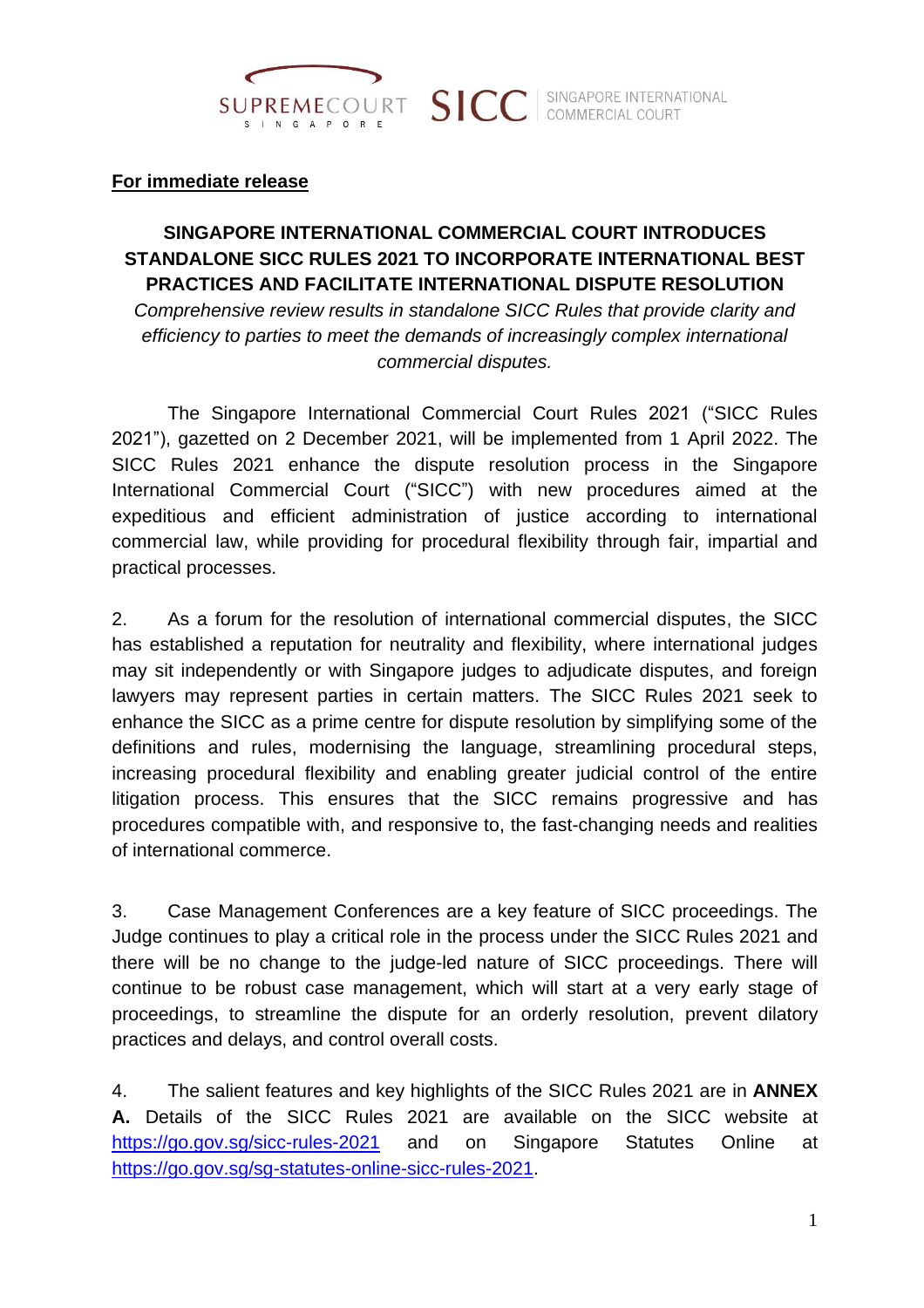**<u>For immediate release</u>**

# SINGAPORE INTERNATIONAL COMMERCIAL COURT INTRODUCES STANDALONE SICC RULES 2021 TO INCORPORATE INTERNATIONAL BEST PRACTICES AND FACILITATE INTERNATIONAL DISPUTE RESOLUTION

*Comprehensive review results in standalone SICC Rules that provide clarity and efficiency to parties to meet the demands of increasingly complex international commercial disputes.*

The Singapore International Commercial Court Rules 2021 ("SICC Rules 2021"), gazetted on 2 December 2021, will be implemented from 1 April 2022. The SICC Rules 2021 enhance the dispute resolution process in the Singapore International Commercial Court ("SICC") with new procedures aimed at the expeditious and efficient administration of justice according to international commercial law, while providing for procedural flexibility through fair, impartial and practical processes.

2. As a forum for the resolution of international commercial disputes, the SICC has established a reputation for neutrality and flexibility, where international judges may sit independently or with Singapore judges to adjudicate disputes, and foreign lawyers may represent parties in certain matters. The SICC Rules 2021 seek to enhance the SICC as a prime centre for dispute resolution by simplifying some of the definitions and rules, modernising the language, streamlining procedural steps, increasing procedural flexibility and enabling greater judicial control of the entire litigation process. This ensures that the SICC remains progressive and has procedures compatible with, and responsive to, the fast-changing needs and realities of international commerce.

3. Case Management Conferences are a key feature of SICC proceedings. The Judge continues to play a critical role in the process under the SICC Rules 2021 and there will be no change to the judge-led nature of SICC proceedings. There will continue to be robust case management, which will start at a very early stage of proceedings, to streamline the dispute for an orderly resolution, prevent dilatory practices and delays, and control overall costs.

4. The salient features and key highlights of the SICC Rules 2021 are in **ANNEX A.** Details of the SICC Rules 2021 are available on the SICC website at https://go.gov.sg/sicc-rules-2021 and on Singapore Statutes Online at https://go.gov.sg/sg-statutes-online-sicc-rules-2021.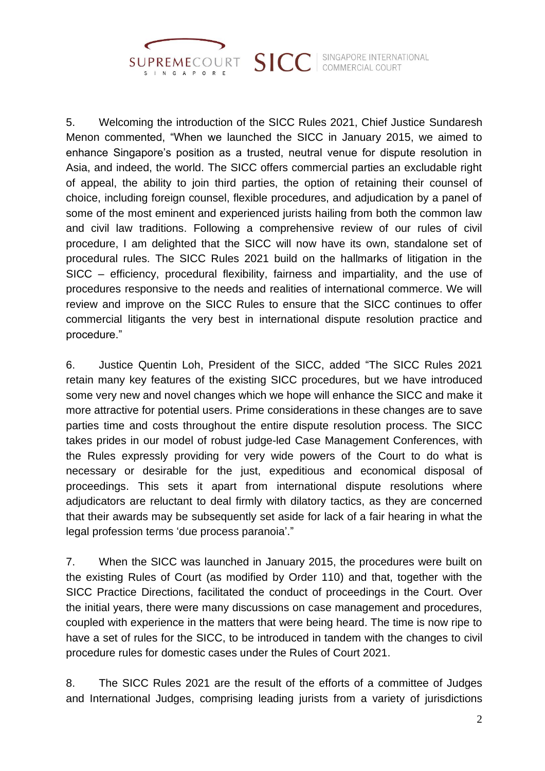5. Welcoming the introduction of the SICC Rules 2021, Chief Justice Sundaresh Menon commented, "When we launched the SICC in January 2015, we aimed to enhance Singapore's position as a trusted, neutral venue for dispute resolution in Asia, and indeed, the world. The SICC offers commercial parties an excludable right of appeal, the ability to join third parties, the option of retaining their counsel of choice, including foreign counsel, flexible procedures, and adjudication by a panel of some of the most eminent and experienced jurists hailing from both the common law and civil law traditions. Following a comprehensive review of our rules of civil procedure, I am delighted that the SICC will now have its own, standalone set of procedural rules. The SICC Rules 2021 build on the hallmarks of litigation in the SICC – efficiency, procedural flexibility, fairness and impartiality, and the use of procedures responsive to the needs and realities of international commerce. We will review and improve on the SICC Rules to ensure that the SICC continues to offer commercial litigants the very best in international dispute resolution practice and procedure."

6. Justice Quentin Loh, President of the SICC, added "The SICC Rules 2021 retain many key features of the existing SICC procedures, but we have introduced some very new and novel changes which we hope will enhance the SICC and make it more attractive for potential users. Prime considerations in these changes are to save parties time and costs throughout the entire dispute resolution process. The SICC takes prides in our model of robust judge-led Case Management Conferences, with the Rules expressly providing for very wide powers of the Court to do what is necessary or desirable for the just, expeditious and economical disposal of proceedings. This sets it apart from international dispute resolutions where adjudicators are reluctant to deal firmly with dilatory tactics, as they are concerned that their awards may be subsequently set aside for lack of a fair hearing in what the legal profession terms 'due process paranoia'."

7. When the SICC was launched in January 2015, the procedures were built on the existing Rules of Court (as modified by Order 110) and that, together with the SICC Practice Directions, facilitated the conduct of proceedings in the Court. Over the initial years, there were many discussions on case management and procedures, coupled with experience in the matters that were being heard. The time is now ripe to have a set of rules for the SICC, to be introduced in tandem with the changes to civil procedure rules for domestic cases under the Rules of Court 2021.

8. The SICC Rules 2021 are the result of the efforts of a committee of Judges and International Judges, comprising leading jurists from a variety of jurisdictions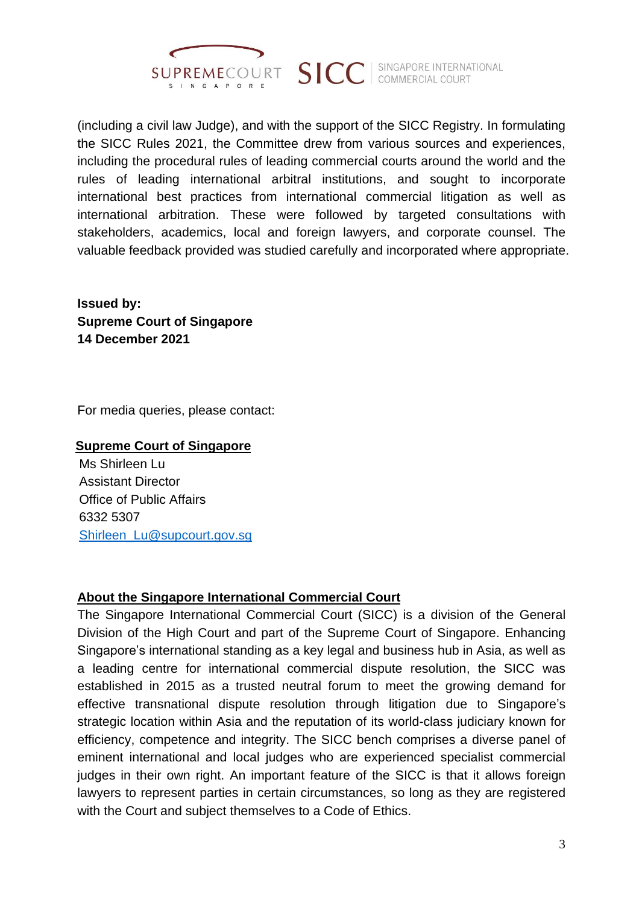(including a civil law Judge), and with the support of the SICC Registry. In formulating the SICC Rules 2021, the Committee drew from various sources and experiences, including the procedural rules of leading commercial courts around the world and the rules of leading international arbitral institutions, and sought to incorporate international best practices from international commercial litigation as well as international arbitration. These were followed by targeted consultations with stakeholders, academics, local and foreign lawyers, and corporate counsel. The valuable feedback provided was studied carefully and incorporated where appropriate.

**Issued by:**
**Supreme Court of Singapore**
**14 December 2021**

For media queries, please contact:

**Supreme Court of Singapore**
Ms Shirleen Lu
Assistant Director
Office of Public Affairs
6332 5307
Shirleen_Lu@supcourt.gov.sg

**About the Singapore International Commercial Court**

The Singapore International Commercial Court (SICC) is a division of the General Division of the High Court and part of the Supreme Court of Singapore. Enhancing Singapore's international standing as a key legal and business hub in Asia, as well as a leading centre for international commercial dispute resolution, the SICC was established in 2015 as a trusted neutral forum to meet the growing demand for effective transnational dispute resolution through litigation due to Singapore's strategic location within Asia and the reputation of its world-class judiciary known for efficiency, competence and integrity. The SICC bench comprises a diverse panel of eminent international and local judges who are experienced specialist commercial judges in their own right. An important feature of the SICC is that it allows foreign lawyers to represent parties in certain circumstances, so long as they are registered with the Court and subject themselves to a Code of Ethics.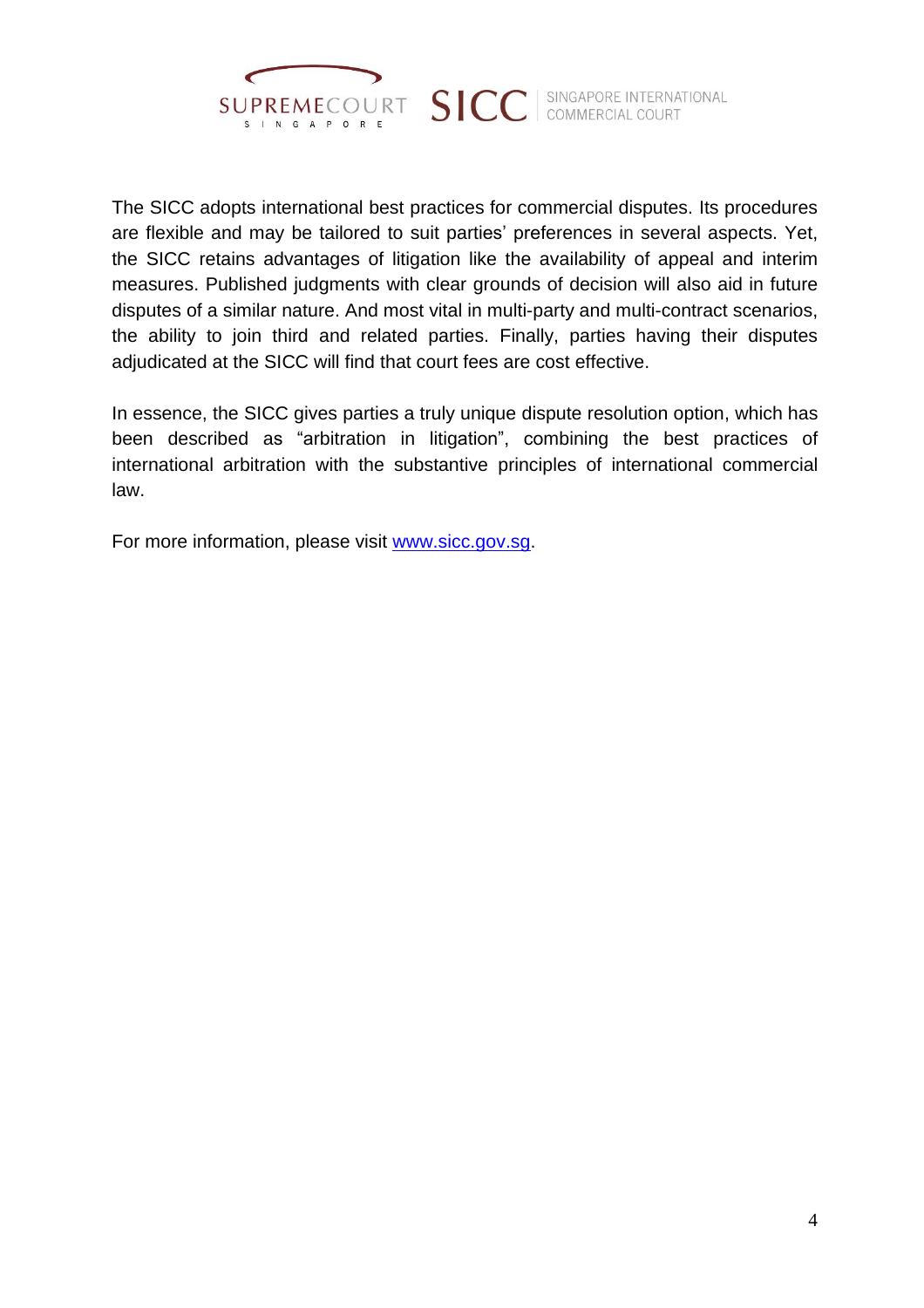The SICC adopts international best practices for commercial disputes. Its procedures are flexible and may be tailored to suit parties' preferences in several aspects. Yet, the SICC retains advantages of litigation like the availability of appeal and interim measures. Published judgments with clear grounds of decision will also aid in future disputes of a similar nature. And most vital in multi-party and multi-contract scenarios, the ability to join third and related parties. Finally, parties having their disputes adjudicated at the SICC will find that court fees are cost effective.

In essence, the SICC gives parties a truly unique dispute resolution option, which has been described as "arbitration in litigation", combining the best practices of international arbitration with the substantive principles of international commercial law.

For more information, please visit [www.sicc.gov.sg](http://www.sicc.gov.sg).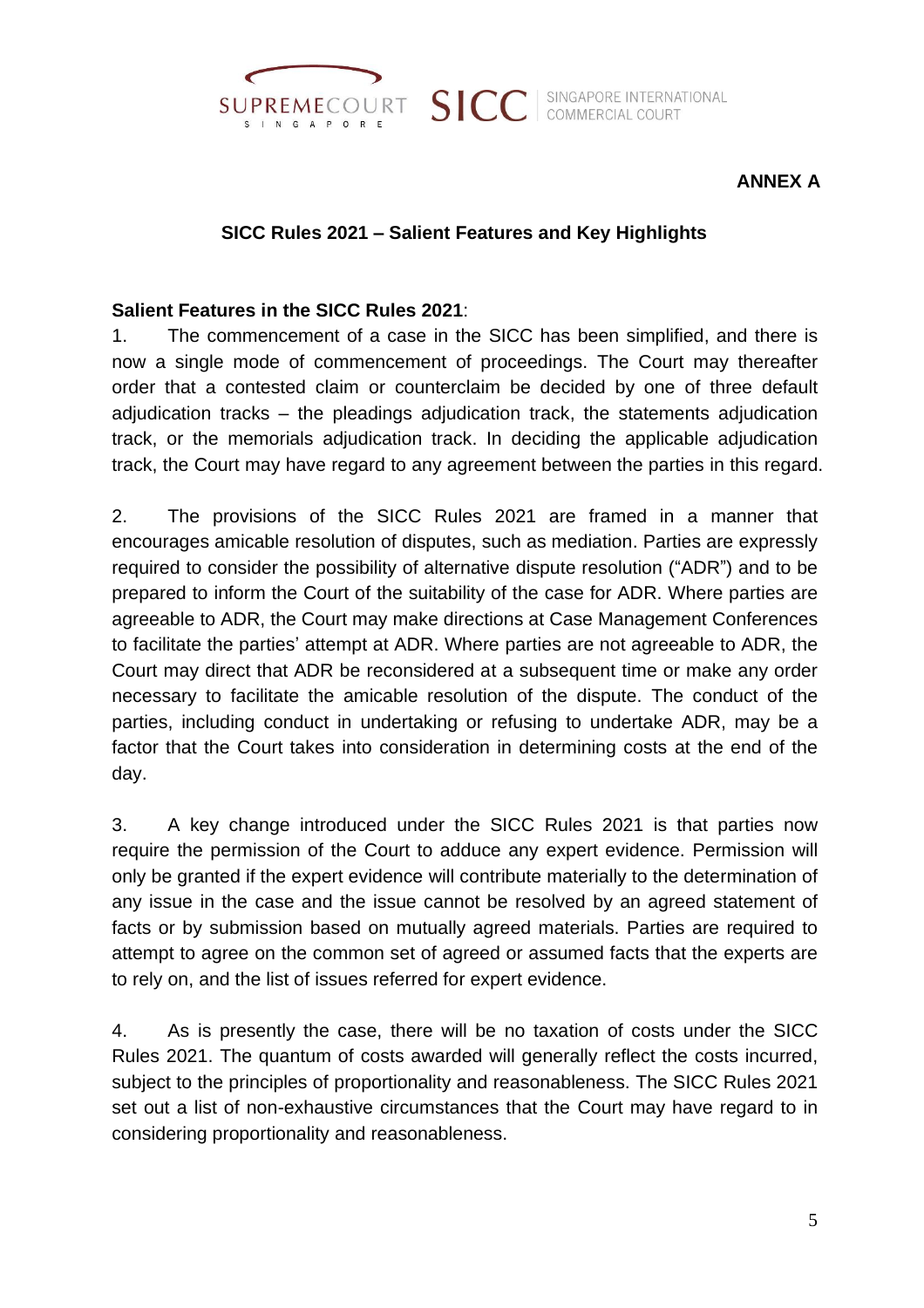**ANNEX A**

## SICC Rules 2021 – Salient Features and Key Highlights

**Salient Features in the SICC Rules 2021**:

1. The commencement of a case in the SICC has been simplified, and there is now a single mode of commencement of proceedings. The Court may thereafter order that a contested claim or counterclaim be decided by one of three default adjudication tracks – the pleadings adjudication track, the statements adjudication track, or the memorials adjudication track. In deciding the applicable adjudication track, the Court may have regard to any agreement between the parties in this regard.

2. The provisions of the SICC Rules 2021 are framed in a manner that encourages amicable resolution of disputes, such as mediation. Parties are expressly required to consider the possibility of alternative dispute resolution ("ADR") and to be prepared to inform the Court of the suitability of the case for ADR. Where parties are agreeable to ADR, the Court may make directions at Case Management Conferences to facilitate the parties' attempt at ADR. Where parties are not agreeable to ADR, the Court may direct that ADR be reconsidered at a subsequent time or make any order necessary to facilitate the amicable resolution of the dispute. The conduct of the parties, including conduct in undertaking or refusing to undertake ADR, may be a factor that the Court takes into consideration in determining costs at the end of the day.

3. A key change introduced under the SICC Rules 2021 is that parties now require the permission of the Court to adduce any expert evidence. Permission will only be granted if the expert evidence will contribute materially to the determination of any issue in the case and the issue cannot be resolved by an agreed statement of facts or by submission based on mutually agreed materials. Parties are required to attempt to agree on the common set of agreed or assumed facts that the experts are to rely on, and the list of issues referred for expert evidence.

4. As is presently the case, there will be no taxation of costs under the SICC Rules 2021. The quantum of costs awarded will generally reflect the costs incurred, subject to the principles of proportionality and reasonableness. The SICC Rules 2021 set out a list of non-exhaustive circumstances that the Court may have regard to in considering proportionality and reasonableness.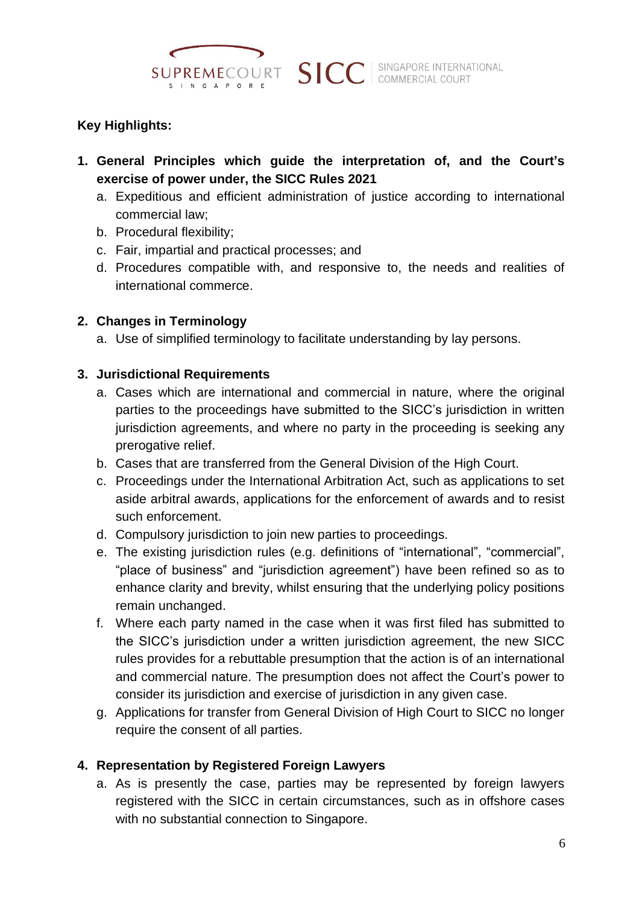**Key Highlights:**

1. **General Principles which guide the interpretation of, and the Court's exercise of power under, the SICC Rules 2021**
   a. Expeditious and efficient administration of justice according to international commercial law;
   b. Procedural flexibility;
   c. Fair, impartial and practical processes; and
   d. Procedures compatible with, and responsive to, the needs and realities of international commerce.

2. **Changes in Terminology**
   a. Use of simplified terminology to facilitate understanding by lay persons.

3. **Jurisdictional Requirements**
   a. Cases which are international and commercial in nature, where the original parties to the proceedings have submitted to the SICC's jurisdiction in written jurisdiction agreements, and where no party in the proceeding is seeking any prerogative relief.
   b. Cases that are transferred from the General Division of the High Court.
   c. Proceedings under the International Arbitration Act, such as applications to set aside arbitral awards, applications for the enforcement of awards and to resist such enforcement.
   d. Compulsory jurisdiction to join new parties to proceedings.
   e. The existing jurisdiction rules (e.g. definitions of "international", "commercial", "place of business" and "jurisdiction agreement") have been refined so as to enhance clarity and brevity, whilst ensuring that the underlying policy positions remain unchanged.
   f. Where each party named in the case when it was first filed has submitted to the SICC's jurisdiction under a written jurisdiction agreement, the new SICC rules provides for a rebuttable presumption that the action is of an international and commercial nature. The presumption does not affect the Court's power to consider its jurisdiction and exercise of jurisdiction in any given case.
   g. Applications for transfer from General Division of High Court to SICC no longer require the consent of all parties.

4. **Representation by Registered Foreign Lawyers**
   a. As is presently the case, parties may be represented by foreign lawyers registered with the SICC in certain circumstances, such as in offshore cases with no substantial connection to Singapore.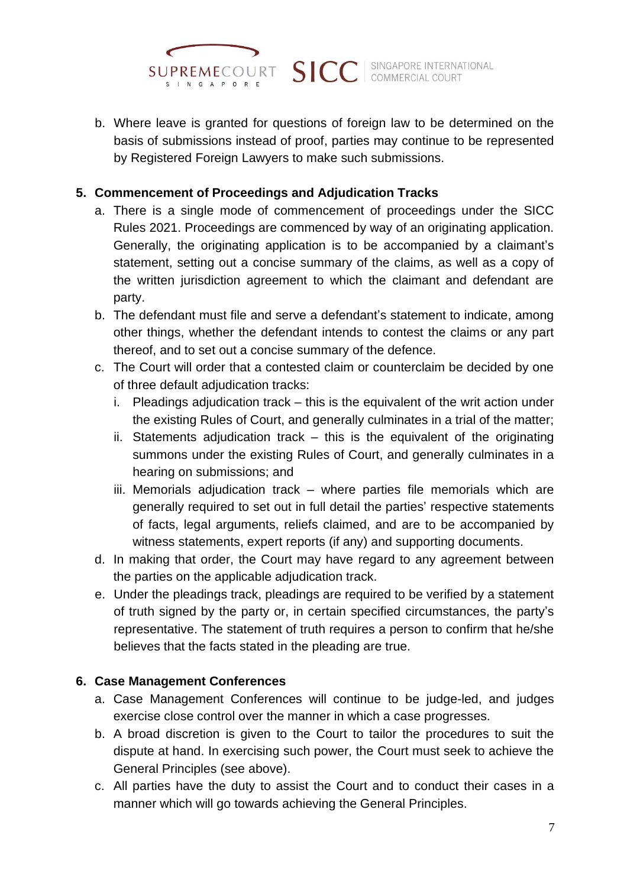b. Where leave is granted for questions of foreign law to be determined on the basis of submissions instead of proof, parties may continue to be represented by Registered Foreign Lawyers to make such submissions.

**5. Commencement of Proceedings and Adjudication Tracks**

a. There is a single mode of commencement of proceedings under the SICC Rules 2021. Proceedings are commenced by way of an originating application. Generally, the originating application is to be accompanied by a claimant's statement, setting out a concise summary of the claims, as well as a copy of the written jurisdiction agreement to which the claimant and defendant are party.

b. The defendant must file and serve a defendant's statement to indicate, among other things, whether the defendant intends to contest the claims or any part thereof, and to set out a concise summary of the defence.

c. The Court will order that a contested claim or counterclaim be decided by one of three default adjudication tracks:

   i. Pleadings adjudication track – this is the equivalent of the writ action under the existing Rules of Court, and generally culminates in a trial of the matter;

   ii. Statements adjudication track – this is the equivalent of the originating summons under the existing Rules of Court, and generally culminates in a hearing on submissions; and

   iii. Memorials adjudication track – where parties file memorials which are generally required to set out in full detail the parties' respective statements of facts, legal arguments, reliefs claimed, and are to be accompanied by witness statements, expert reports (if any) and supporting documents.

d. In making that order, the Court may have regard to any agreement between the parties on the applicable adjudication track.

e. Under the pleadings track, pleadings are required to be verified by a statement of truth signed by the party or, in certain specified circumstances, the party's representative. The statement of truth requires a person to confirm that he/she believes that the facts stated in the pleading are true.

**6. Case Management Conferences**

a. Case Management Conferences will continue to be judge-led, and judges exercise close control over the manner in which a case progresses.

b. A broad discretion is given to the Court to tailor the procedures to suit the dispute at hand. In exercising such power, the Court must seek to achieve the General Principles (see above).

c. All parties have the duty to assist the Court and to conduct their cases in a manner which will go towards achieving the General Principles.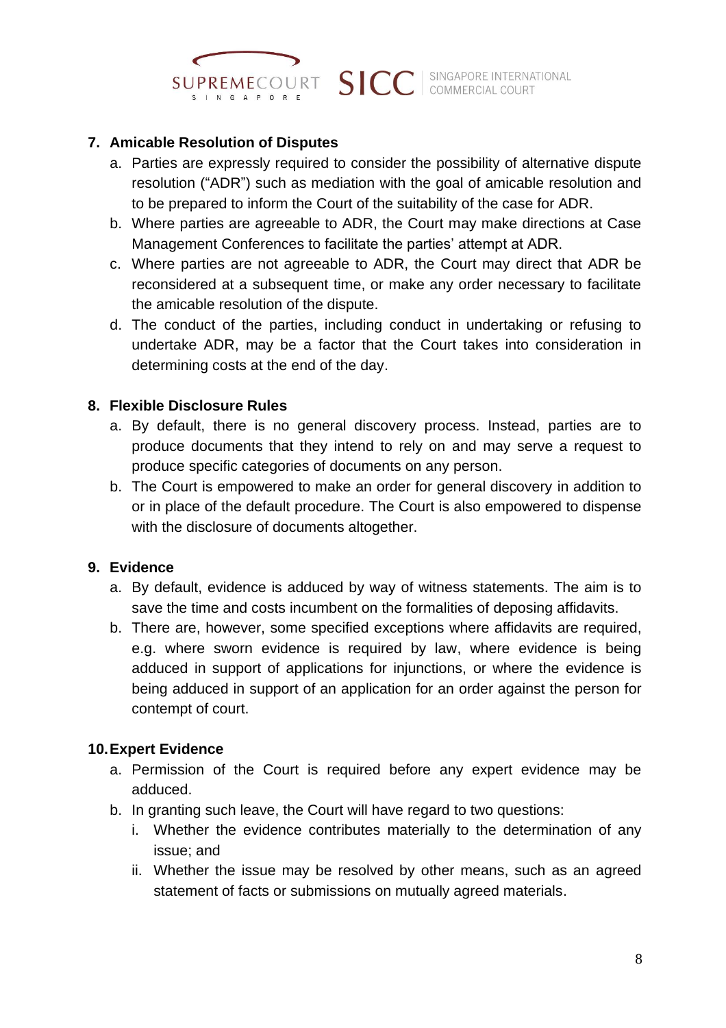**7. Amicable Resolution of Disputes**

a. Parties are expressly required to consider the possibility of alternative dispute resolution ("ADR") such as mediation with the goal of amicable resolution and to be prepared to inform the Court of the suitability of the case for ADR.

b. Where parties are agreeable to ADR, the Court may make directions at Case Management Conferences to facilitate the parties' attempt at ADR.

c. Where parties are not agreeable to ADR, the Court may direct that ADR be reconsidered at a subsequent time, or make any order necessary to facilitate the amicable resolution of the dispute.

d. The conduct of the parties, including conduct in undertaking or refusing to undertake ADR, may be a factor that the Court takes into consideration in determining costs at the end of the day.

**8. Flexible Disclosure Rules**

a. By default, there is no general discovery process. Instead, parties are to produce documents that they intend to rely on and may serve a request to produce specific categories of documents on any person.

b. The Court is empowered to make an order for general discovery in addition to or in place of the default procedure. The Court is also empowered to dispense with the disclosure of documents altogether.

**9. Evidence**

a. By default, evidence is adduced by way of witness statements. The aim is to save the time and costs incumbent on the formalities of deposing affidavits.

b. There are, however, some specified exceptions where affidavits are required, e.g. where sworn evidence is required by law, where evidence is being adduced in support of applications for injunctions, or where the evidence is being adduced in support of an application for an order against the person for contempt of court.

**10. Expert Evidence**

a. Permission of the Court is required before any expert evidence may be adduced.

b. In granting such leave, the Court will have regard to two questions:

   i. Whether the evidence contributes materially to the determination of any issue; and

   ii. Whether the issue may be resolved by other means, such as an agreed statement of facts or submissions on mutually agreed materials.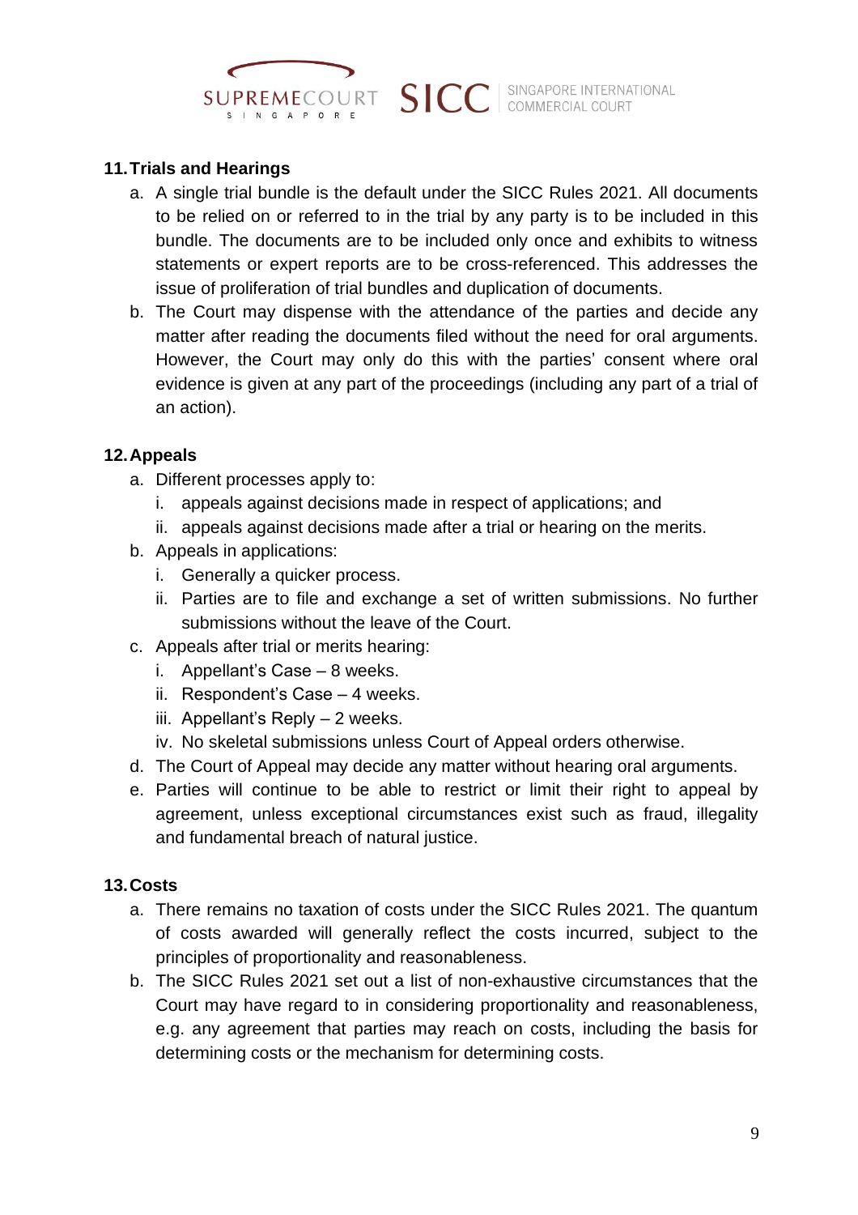## 11. Trials and Hearings

a. A single trial bundle is the default under the SICC Rules 2021. All documents to be relied on or referred to in the trial by any party is to be included in this bundle. The documents are to be included only once and exhibits to witness statements or expert reports are to be cross-referenced. This addresses the issue of proliferation of trial bundles and duplication of documents.

b. The Court may dispense with the attendance of the parties and decide any matter after reading the documents filed without the need for oral arguments. However, the Court may only do this with the parties' consent where oral evidence is given at any part of the proceedings (including any part of a trial of an action).

## 12. Appeals

a. Different processes apply to:
   i. appeals against decisions made in respect of applications; and
   ii. appeals against decisions made after a trial or hearing on the merits.

b. Appeals in applications:
   i. Generally a quicker process.
   ii. Parties are to file and exchange a set of written submissions. No further submissions without the leave of the Court.

c. Appeals after trial or merits hearing:
   i. Appellant's Case – 8 weeks.
   ii. Respondent's Case – 4 weeks.
   iii. Appellant's Reply – 2 weeks.
   iv. No skeletal submissions unless Court of Appeal orders otherwise.

d. The Court of Appeal may decide any matter without hearing oral arguments.

e. Parties will continue to be able to restrict or limit their right to appeal by agreement, unless exceptional circumstances exist such as fraud, illegality and fundamental breach of natural justice.

## 13. Costs

a. There remains no taxation of costs under the SICC Rules 2021. The quantum of costs awarded will generally reflect the costs incurred, subject to the principles of proportionality and reasonableness.

b. The SICC Rules 2021 set out a list of non-exhaustive circumstances that the Court may have regard to in considering proportionality and reasonableness, e.g. any agreement that parties may reach on costs, including the basis for determining costs or the mechanism for determining costs.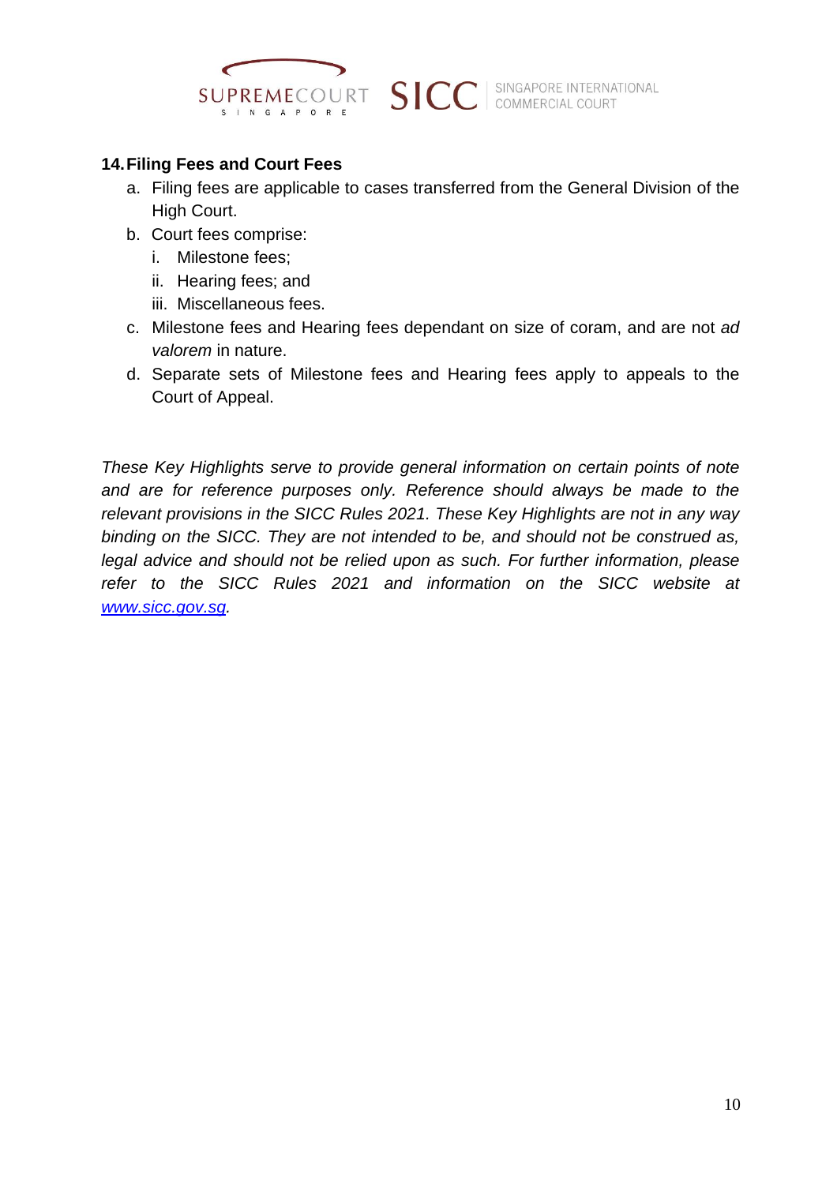**14. Filing Fees and Court Fees**

a. Filing fees are applicable to cases transferred from the General Division of the High Court.

b. Court fees comprise:
   i. Milestone fees;
   ii. Hearing fees; and
   iii. Miscellaneous fees.

c. Milestone fees and Hearing fees dependant on size of coram, and are not *ad valorem* in nature.

d. Separate sets of Milestone fees and Hearing fees apply to appeals to the Court of Appeal.

*These Key Highlights serve to provide general information on certain points of note and are for reference purposes only. Reference should always be made to the relevant provisions in the SICC Rules 2021. These Key Highlights are not in any way binding on the SICC. They are not intended to be, and should not be construed as, legal advice and should not be relied upon as such. For further information, please refer to the SICC Rules 2021 and information on the SICC website at [www.sicc.gov.sg](http://www.sicc.gov.sg).*